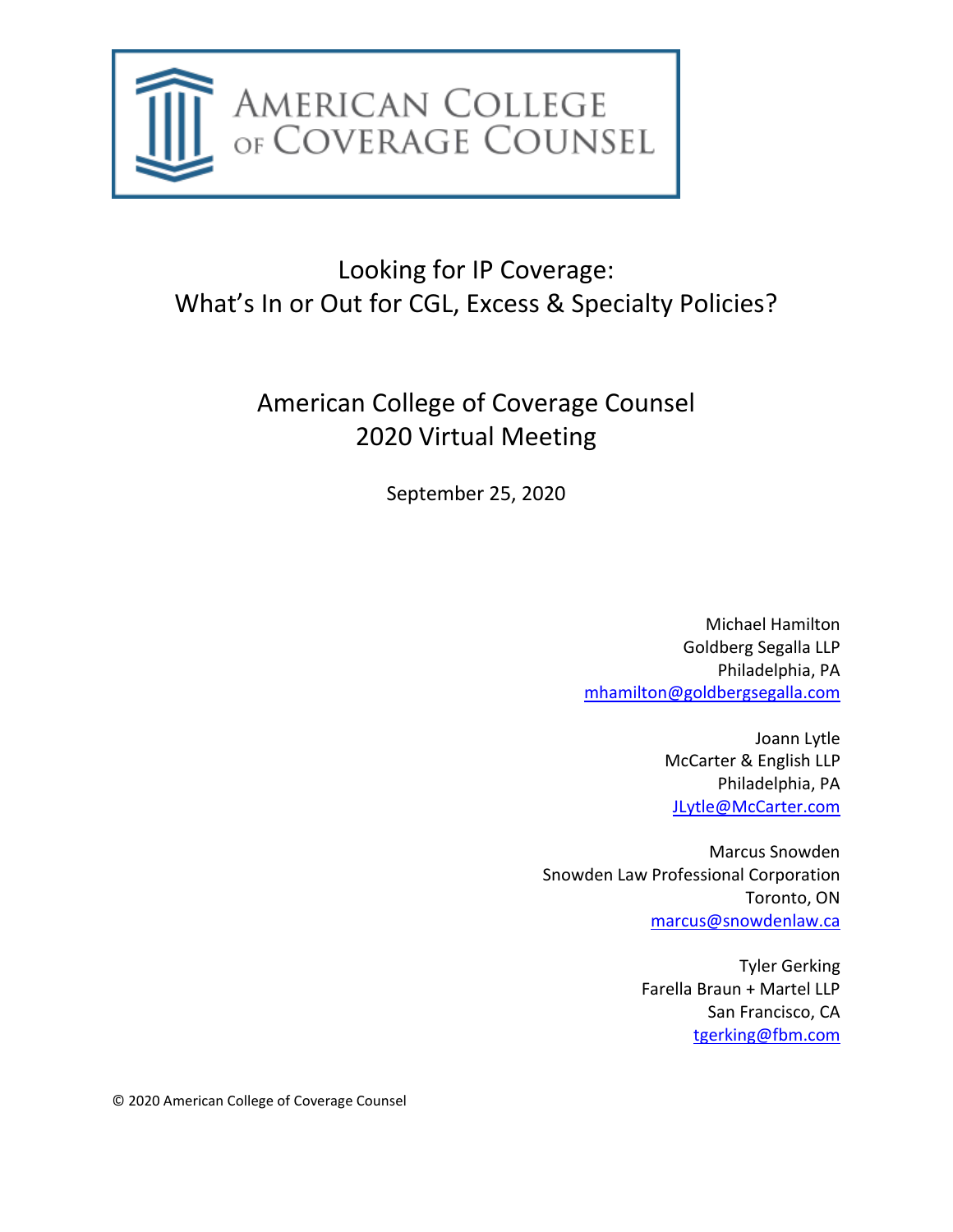AMERICAN COLLEGE OF COVERAGE COUNSEL

# Looking for IP Coverage: What's In or Out for CGL, Excess & Specialty Policies?

## American College of Coverage Counsel 2020 Virtual Meeting

September 25, 2020

Michael Hamilton
Goldberg Segalla LLP
Philadelphia, PA
mhamilton@goldbergsegalla.com

Joann Lytle
McCarter & English LLP
Philadelphia, PA
JLytle@McCarter.com

Marcus Snowden
Snowden Law Professional Corporation
Toronto, ON
marcus@snowdenlaw.ca

Tyler Gerking
Farella Braun + Martel LLP
San Francisco, CA
tgerking@fbm.com

© 2020 American College of Coverage Counsel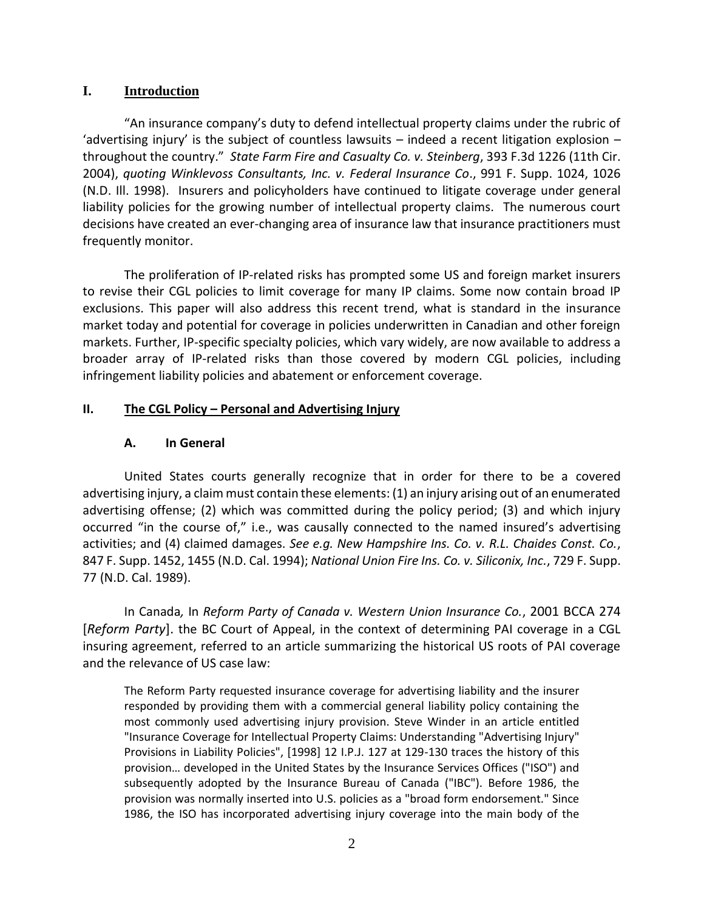## I. Introduction

"An insurance company's duty to defend intellectual property claims under the rubric of 'advertising injury' is the subject of countless lawsuits – indeed a recent litigation explosion – throughout the country." *State Farm Fire and Casualty Co. v. Steinberg*, 393 F.3d 1226 (11th Cir. 2004), *quoting Winklevoss Consultants, Inc. v. Federal Insurance Co*., 991 F. Supp. 1024, 1026 (N.D. Ill. 1998). Insurers and policyholders have continued to litigate coverage under general liability policies for the growing number of intellectual property claims. The numerous court decisions have created an ever-changing area of insurance law that insurance practitioners must frequently monitor.

The proliferation of IP-related risks has prompted some US and foreign market insurers to revise their CGL policies to limit coverage for many IP claims. Some now contain broad IP exclusions. This paper will also address this recent trend, what is standard in the insurance market today and potential for coverage in policies underwritten in Canadian and other foreign markets. Further, IP-specific specialty policies, which vary widely, are now available to address a broader array of IP-related risks than those covered by modern CGL policies, including infringement liability policies and abatement or enforcement coverage.

## II. The CGL Policy – Personal and Advertising Injury

### A. In General

United States courts generally recognize that in order for there to be a covered advertising injury, a claim must contain these elements: (1) an injury arising out of an enumerated advertising offense; (2) which was committed during the policy period; (3) and which injury occurred "in the course of," i.e., was causally connected to the named insured's advertising activities; and (4) claimed damages. *See e.g. New Hampshire Ins. Co. v. R.L. Chaides Const. Co.*, 847 F. Supp. 1452, 1455 (N.D. Cal. 1994); *National Union Fire Ins. Co. v. Siliconix, Inc.*, 729 F. Supp. 77 (N.D. Cal. 1989).

In Canada*,* In *Reform Party of Canada v. Western Union Insurance Co.*, 2001 BCCA 274 [*Reform Party*]. the BC Court of Appeal, in the context of determining PAI coverage in a CGL insuring agreement, referred to an article summarizing the historical US roots of PAI coverage and the relevance of US case law:

> The Reform Party requested insurance coverage for advertising liability and the insurer responded by providing them with a commercial general liability policy containing the most commonly used advertising injury provision. Steve Winder in an article entitled "Insurance Coverage for Intellectual Property Claims: Understanding "Advertising Injury" Provisions in Liability Policies", [1998] 12 I.P.J. 127 at 129-130 traces the history of this provision… developed in the United States by the Insurance Services Offices ("ISO") and subsequently adopted by the Insurance Bureau of Canada ("IBC"). Before 1986, the provision was normally inserted into U.S. policies as a "broad form endorsement." Since 1986, the ISO has incorporated advertising injury coverage into the main body of the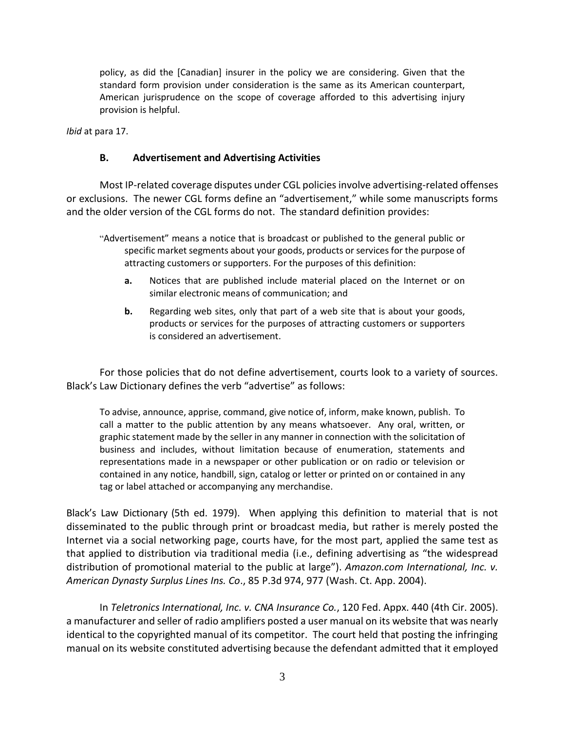> policy, as did the [Canadian] insurer in the policy we are considering. Given that the standard form provision under consideration is the same as its American counterpart, American jurisprudence on the scope of coverage afforded to this advertising injury provision is helpful.

*Ibid* at para 17.

### B. Advertisement and Advertising Activities

Most IP-related coverage disputes under CGL policies involve advertising-related offenses or exclusions. The newer CGL forms define an "advertisement," while some manuscripts forms and the older version of the CGL forms do not. The standard definition provides:

> "Advertisement" means a notice that is broadcast or published to the general public or specific market segments about your goods, products or services for the purpose of attracting customers or supporters. For the purposes of this definition:
>
> **a.** Notices that are published include material placed on the Internet or on similar electronic means of communication; and
>
> **b.** Regarding web sites, only that part of a web site that is about your goods, products or services for the purposes of attracting customers or supporters is considered an advertisement.

For those policies that do not define advertisement, courts look to a variety of sources. Black's Law Dictionary defines the verb "advertise" as follows:

> To advise, announce, apprise, command, give notice of, inform, make known, publish. To call a matter to the public attention by any means whatsoever. Any oral, written, or graphic statement made by the seller in any manner in connection with the solicitation of business and includes, without limitation because of enumeration, statements and representations made in a newspaper or other publication or on radio or television or contained in any notice, handbill, sign, catalog or letter or printed on or contained in any tag or label attached or accompanying any merchandise.

Black's Law Dictionary (5th ed. 1979). When applying this definition to material that is not disseminated to the public through print or broadcast media, but rather is merely posted the Internet via a social networking page, courts have, for the most part, applied the same test as that applied to distribution via traditional media (i.e., defining advertising as "the widespread distribution of promotional material to the public at large"). *Amazon.com International, Inc. v. American Dynasty Surplus Lines Ins. Co*., 85 P.3d 974, 977 (Wash. Ct. App. 2004).

In *Teletronics International, Inc. v. CNA Insurance Co.*, 120 Fed. Appx. 440 (4th Cir. 2005). a manufacturer and seller of radio amplifiers posted a user manual on its website that was nearly identical to the copyrighted manual of its competitor. The court held that posting the infringing manual on its website constituted advertising because the defendant admitted that it employed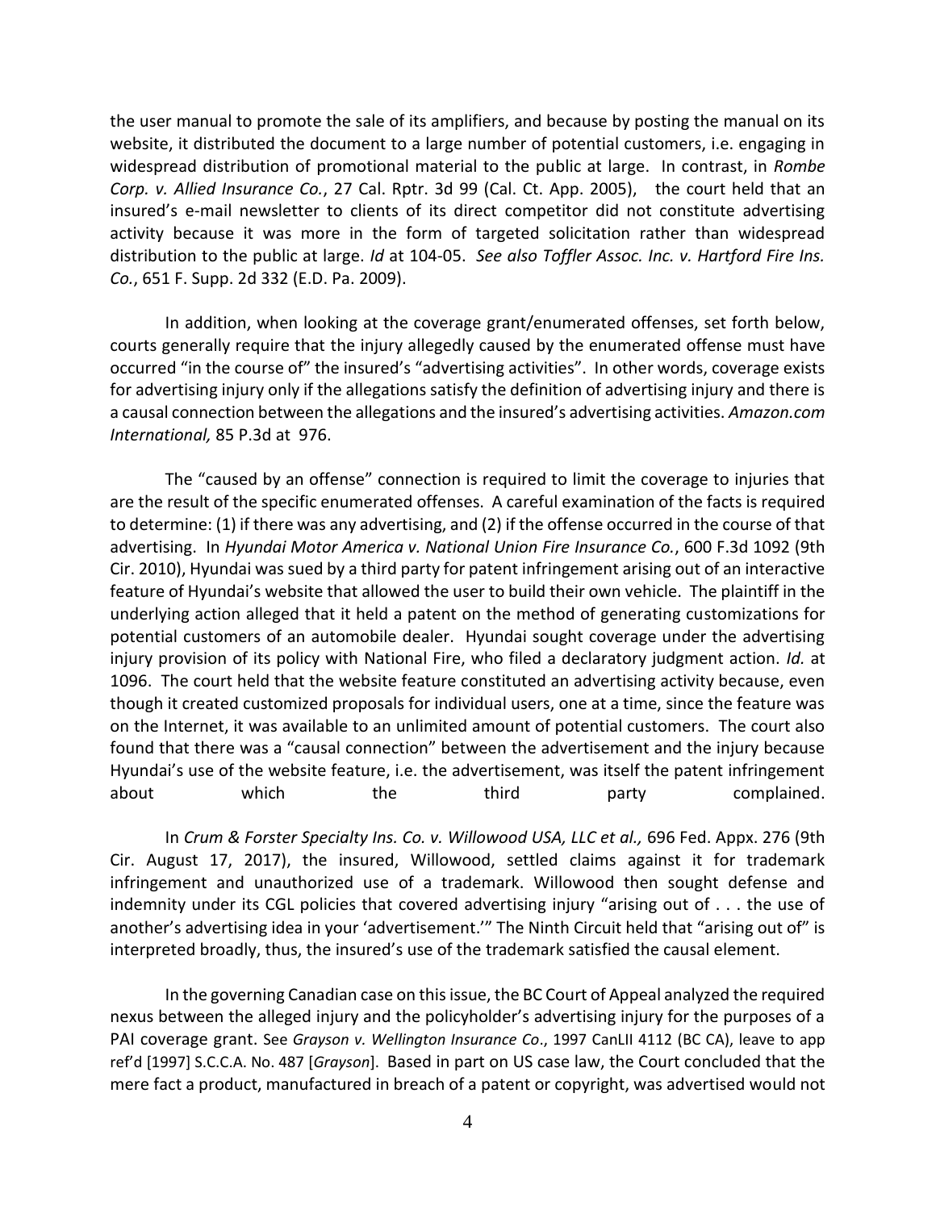the user manual to promote the sale of its amplifiers, and because by posting the manual on its website, it distributed the document to a large number of potential customers, i.e. engaging in widespread distribution of promotional material to the public at large. In contrast, in *Rombe Corp. v. Allied Insurance Co.*, 27 Cal. Rptr. 3d 99 (Cal. Ct. App. 2005), the court held that an insured's e-mail newsletter to clients of its direct competitor did not constitute advertising activity because it was more in the form of targeted solicitation rather than widespread distribution to the public at large. *Id* at 104-05. *See also Toffler Assoc. Inc. v. Hartford Fire Ins. Co.*, 651 F. Supp. 2d 332 (E.D. Pa. 2009).

In addition, when looking at the coverage grant/enumerated offenses, set forth below, courts generally require that the injury allegedly caused by the enumerated offense must have occurred "in the course of" the insured's "advertising activities". In other words, coverage exists for advertising injury only if the allegations satisfy the definition of advertising injury and there is a causal connection between the allegations and the insured's advertising activities. *Amazon.com International,* 85 P.3d at 976.

The "caused by an offense" connection is required to limit the coverage to injuries that are the result of the specific enumerated offenses. A careful examination of the facts is required to determine: (1) if there was any advertising, and (2) if the offense occurred in the course of that advertising. In *Hyundai Motor America v. National Union Fire Insurance Co.*, 600 F.3d 1092 (9th Cir. 2010), Hyundai was sued by a third party for patent infringement arising out of an interactive feature of Hyundai's website that allowed the user to build their own vehicle. The plaintiff in the underlying action alleged that it held a patent on the method of generating customizations for potential customers of an automobile dealer. Hyundai sought coverage under the advertising injury provision of its policy with National Fire, who filed a declaratory judgment action. *Id.* at 1096. The court held that the website feature constituted an advertising activity because, even though it created customized proposals for individual users, one at a time, since the feature was on the Internet, it was available to an unlimited amount of potential customers. The court also found that there was a "causal connection" between the advertisement and the injury because Hyundai's use of the website feature, i.e. the advertisement, was itself the patent infringement about which the third party complained.

In *Crum & Forster Specialty Ins. Co. v. Willowood USA, LLC et al.,* 696 Fed. Appx. 276 (9th Cir. August 17, 2017), the insured, Willowood, settled claims against it for trademark infringement and unauthorized use of a trademark. Willowood then sought defense and indemnity under its CGL policies that covered advertising injury "arising out of . . . the use of another's advertising idea in your 'advertisement.'" The Ninth Circuit held that "arising out of" is interpreted broadly, thus, the insured's use of the trademark satisfied the causal element.

In the governing Canadian case on this issue, the BC Court of Appeal analyzed the required nexus between the alleged injury and the policyholder's advertising injury for the purposes of a PAI coverage grant. See *Grayson v. Wellington Insurance Co*., 1997 CanLII 4112 (BC CA), leave to app ref'd [1997] S.C.C.A. No. 487 [*Grayson*]. Based in part on US case law, the Court concluded that the mere fact a product, manufactured in breach of a patent or copyright, was advertised would not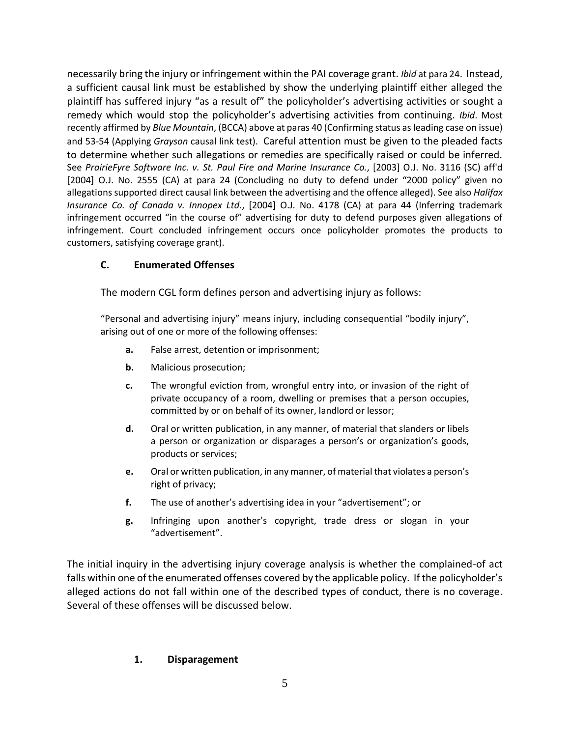necessarily bring the injury or infringement within the PAI coverage grant. *Ibid* at para 24. Instead, a sufficient causal link must be established by show the underlying plaintiff either alleged the plaintiff has suffered injury "as a result of" the policyholder's advertising activities or sought a remedy which would stop the policyholder's advertising activities from continuing. *Ibid*. Most recently affirmed by *Blue Mountain*, (BCCA) above at paras 40 (Confirming status as leading case on issue) and 53-54 (Applying *Grayson* causal link test). Careful attention must be given to the pleaded facts to determine whether such allegations or remedies are specifically raised or could be inferred. See *PrairieFyre Software Inc. v. St. Paul Fire and Marine Insurance Co.*, [2003] O.J. No. 3116 (SC) aff'd [2004] O.J. No. 2555 (CA) at para 24 (Concluding no duty to defend under "2000 policy" given no allegations supported direct causal link between the advertising and the offence alleged). See also *Halifax Insurance Co. of Canada v. Innopex Ltd*., [2004] O.J. No. 4178 (CA) at para 44 (Inferring trademark infringement occurred "in the course of" advertising for duty to defend purposes given allegations of infringement. Court concluded infringement occurs once policyholder promotes the products to customers, satisfying coverage grant).

### C. Enumerated Offenses

The modern CGL form defines person and advertising injury as follows:

> "Personal and advertising injury" means injury, including consequential "bodily injury", arising out of one or more of the following offenses:
>
> **a.** False arrest, detention or imprisonment;
>
> **b.** Malicious prosecution;
>
> **c.** The wrongful eviction from, wrongful entry into, or invasion of the right of private occupancy of a room, dwelling or premises that a person occupies, committed by or on behalf of its owner, landlord or lessor;
>
> **d.** Oral or written publication, in any manner, of material that slanders or libels a person or organization or disparages a person's or organization's goods, products or services;
>
> **e.** Oral or written publication, in any manner, of material that violates a person's right of privacy;
>
> **f.** The use of another's advertising idea in your "advertisement"; or
>
> **g.** Infringing upon another's copyright, trade dress or slogan in your "advertisement".

The initial inquiry in the advertising injury coverage analysis is whether the complained-of act falls within one of the enumerated offenses covered by the applicable policy. If the policyholder's alleged actions do not fall within one of the described types of conduct, there is no coverage. Several of these offenses will be discussed below.

#### 1. Disparagement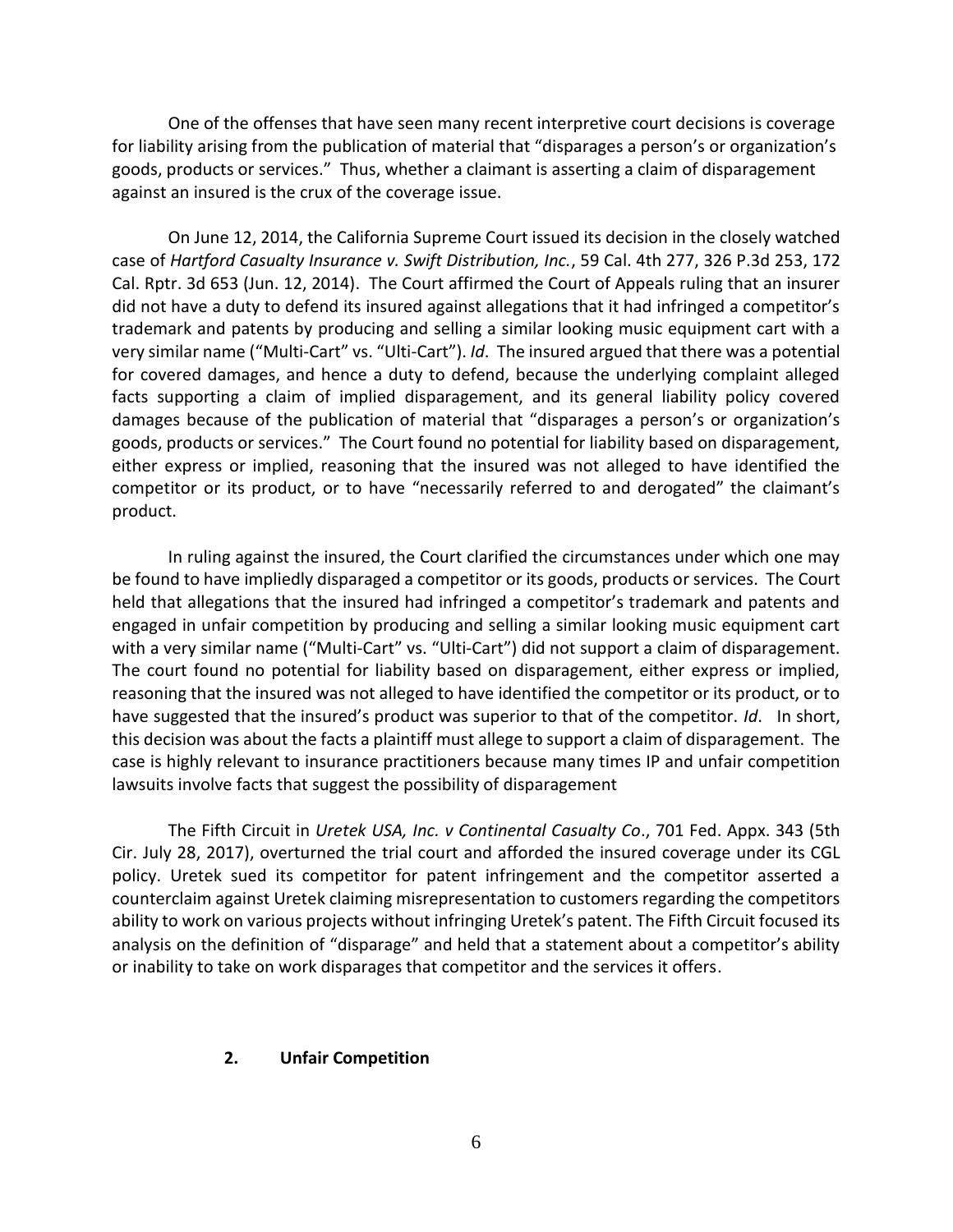One of the offenses that have seen many recent interpretive court decisions is coverage for liability arising from the publication of material that "disparages a person's or organization's goods, products or services." Thus, whether a claimant is asserting a claim of disparagement against an insured is the crux of the coverage issue.

On June 12, 2014, the California Supreme Court issued its decision in the closely watched case of *Hartford Casualty Insurance v. Swift Distribution, Inc.*, 59 Cal. 4th 277, 326 P.3d 253, 172 Cal. Rptr. 3d 653 (Jun. 12, 2014). The Court affirmed the Court of Appeals ruling that an insurer did not have a duty to defend its insured against allegations that it had infringed a competitor's trademark and patents by producing and selling a similar looking music equipment cart with a very similar name ("Multi-Cart" vs. "Ulti-Cart"). *Id*. The insured argued that there was a potential for covered damages, and hence a duty to defend, because the underlying complaint alleged facts supporting a claim of implied disparagement, and its general liability policy covered damages because of the publication of material that "disparages a person's or organization's goods, products or services." The Court found no potential for liability based on disparagement, either express or implied, reasoning that the insured was not alleged to have identified the competitor or its product, or to have "necessarily referred to and derogated" the claimant's product.

In ruling against the insured, the Court clarified the circumstances under which one may be found to have impliedly disparaged a competitor or its goods, products or services. The Court held that allegations that the insured had infringed a competitor's trademark and patents and engaged in unfair competition by producing and selling a similar looking music equipment cart with a very similar name ("Multi-Cart" vs. "Ulti-Cart") did not support a claim of disparagement. The court found no potential for liability based on disparagement, either express or implied, reasoning that the insured was not alleged to have identified the competitor or its product, or to have suggested that the insured's product was superior to that of the competitor. *Id*. In short, this decision was about the facts a plaintiff must allege to support a claim of disparagement. The case is highly relevant to insurance practitioners because many times IP and unfair competition lawsuits involve facts that suggest the possibility of disparagement

The Fifth Circuit in *Uretek USA, Inc. v Continental Casualty Co*., 701 Fed. Appx. 343 (5th Cir. July 28, 2017), overturned the trial court and afforded the insured coverage under its CGL policy. Uretek sued its competitor for patent infringement and the competitor asserted a counterclaim against Uretek claiming misrepresentation to customers regarding the competitors ability to work on various projects without infringing Uretek's patent. The Fifth Circuit focused its analysis on the definition of "disparage" and held that a statement about a competitor's ability or inability to take on work disparages that competitor and the services it offers.

### 2. Unfair Competition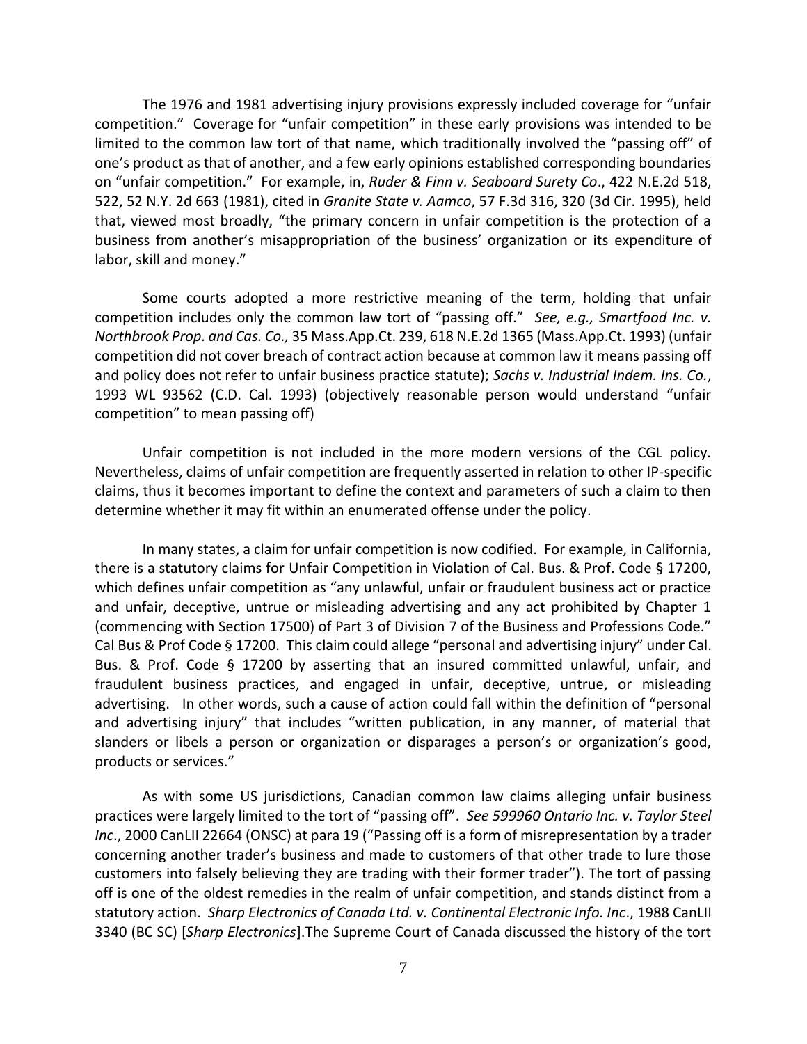The 1976 and 1981 advertising injury provisions expressly included coverage for "unfair competition." Coverage for "unfair competition" in these early provisions was intended to be limited to the common law tort of that name, which traditionally involved the "passing off" of one's product as that of another, and a few early opinions established corresponding boundaries on "unfair competition." For example, in, *Ruder & Finn v. Seaboard Surety Co*., 422 N.E.2d 518, 522, 52 N.Y. 2d 663 (1981), cited in *Granite State v. Aamco*, 57 F.3d 316, 320 (3d Cir. 1995), held that, viewed most broadly, "the primary concern in unfair competition is the protection of a business from another's misappropriation of the business' organization or its expenditure of labor, skill and money."

Some courts adopted a more restrictive meaning of the term, holding that unfair competition includes only the common law tort of "passing off." *See, e.g., Smartfood Inc. v. Northbrook Prop. and Cas. Co.,* 35 Mass.App.Ct. 239, 618 N.E.2d 1365 (Mass.App.Ct. 1993) (unfair competition did not cover breach of contract action because at common law it means passing off and policy does not refer to unfair business practice statute); *Sachs v. Industrial Indem. Ins. Co.*, 1993 WL 93562 (C.D. Cal. 1993) (objectively reasonable person would understand "unfair competition" to mean passing off)

Unfair competition is not included in the more modern versions of the CGL policy. Nevertheless, claims of unfair competition are frequently asserted in relation to other IP-specific claims, thus it becomes important to define the context and parameters of such a claim to then determine whether it may fit within an enumerated offense under the policy.

In many states, a claim for unfair competition is now codified. For example, in California, there is a statutory claims for Unfair Competition in Violation of Cal. Bus. & Prof. Code § 17200, which defines unfair competition as "any unlawful, unfair or fraudulent business act or practice and unfair, deceptive, untrue or misleading advertising and any act prohibited by Chapter 1 (commencing with Section 17500) of Part 3 of Division 7 of the Business and Professions Code." Cal Bus & Prof Code § 17200. This claim could allege "personal and advertising injury" under Cal. Bus. & Prof. Code § 17200 by asserting that an insured committed unlawful, unfair, and fraudulent business practices, and engaged in unfair, deceptive, untrue, or misleading advertising. In other words, such a cause of action could fall within the definition of "personal and advertising injury" that includes "written publication, in any manner, of material that slanders or libels a person or organization or disparages a person's or organization's good, products or services."

As with some US jurisdictions, Canadian common law claims alleging unfair business practices were largely limited to the tort of "passing off". *See 599960 Ontario Inc. v. Taylor Steel Inc*., 2000 CanLII 22664 (ONSC) at para 19 ("Passing off is a form of misrepresentation by a trader concerning another trader's business and made to customers of that other trade to lure those customers into falsely believing they are trading with their former trader"). The tort of passing off is one of the oldest remedies in the realm of unfair competition, and stands distinct from a statutory action. *Sharp Electronics of Canada Ltd. v. Continental Electronic Info. Inc*., 1988 CanLII 3340 (BC SC) [*Sharp Electronics*].The Supreme Court of Canada discussed the history of the tort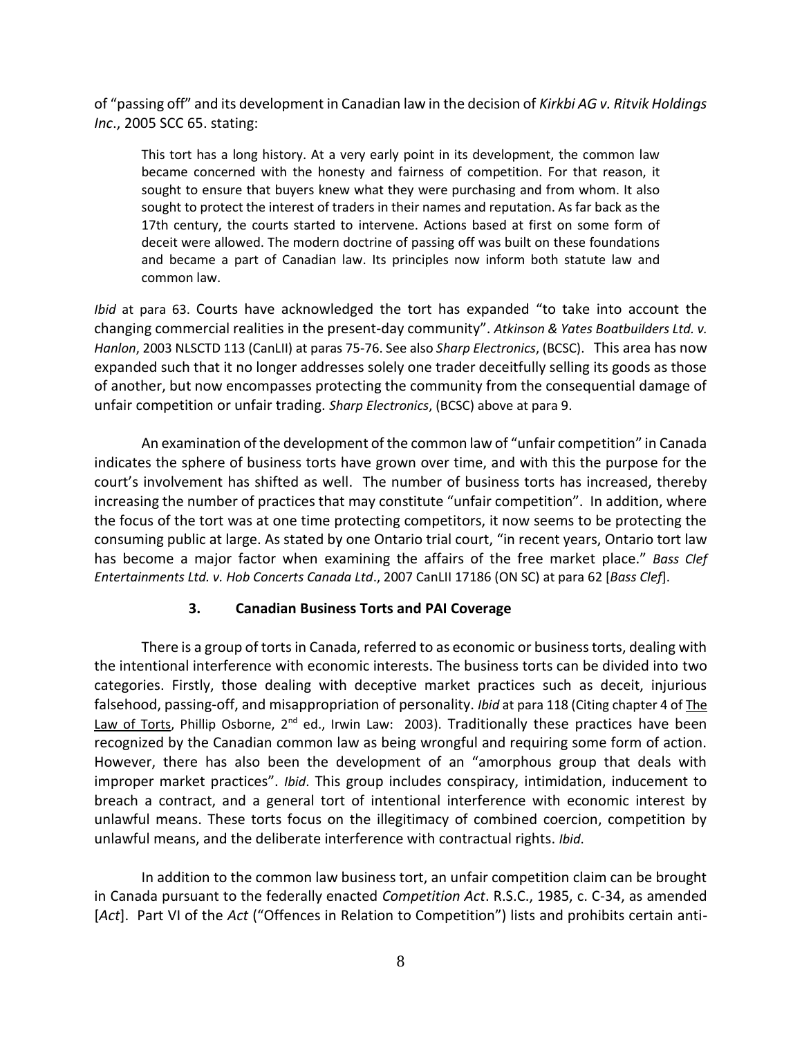of "passing off" and its development in Canadian law in the decision of *Kirkbi AG v. Ritvik Holdings Inc*., 2005 SCC 65. stating:

> This tort has a long history. At a very early point in its development, the common law became concerned with the honesty and fairness of competition. For that reason, it sought to ensure that buyers knew what they were purchasing and from whom. It also sought to protect the interest of traders in their names and reputation. As far back as the 17th century, the courts started to intervene. Actions based at first on some form of deceit were allowed. The modern doctrine of passing off was built on these foundations and became a part of Canadian law. Its principles now inform both statute law and common law.

*Ibid* at para 63. Courts have acknowledged the tort has expanded "to take into account the changing commercial realities in the present-day community". *Atkinson & Yates Boatbuilders Ltd. v. Hanlon*, 2003 NLSCTD 113 (CanLII) at paras 75-76. See also *Sharp Electronics*, (BCSC). This area has now expanded such that it no longer addresses solely one trader deceitfully selling its goods as those of another, but now encompasses protecting the community from the consequential damage of unfair competition or unfair trading. *Sharp Electronics*, (BCSC) above at para 9.

An examination of the development of the common law of "unfair competition" in Canada indicates the sphere of business torts have grown over time, and with this the purpose for the court's involvement has shifted as well. The number of business torts has increased, thereby increasing the number of practices that may constitute "unfair competition". In addition, where the focus of the tort was at one time protecting competitors, it now seems to be protecting the consuming public at large. As stated by one Ontario trial court, "in recent years, Ontario tort law has become a major factor when examining the affairs of the free market place." *Bass Clef Entertainments Ltd. v. Hob Concerts Canada Ltd*., 2007 CanLII 17186 (ON SC) at para 62 [*Bass Clef*].

### 3. Canadian Business Torts and PAI Coverage

There is a group of torts in Canada, referred to as economic or business torts, dealing with the intentional interference with economic interests. The business torts can be divided into two categories. Firstly, those dealing with deceptive market practices such as deceit, injurious falsehood, passing-off, and misappropriation of personality. *Ibid* at para 118 (Citing chapter 4 of The Law of Torts, Phillip Osborne, 2nd ed., Irwin Law: 2003). Traditionally these practices have been recognized by the Canadian common law as being wrongful and requiring some form of action. However, there has also been the development of an "amorphous group that deals with improper market practices". *Ibid*. This group includes conspiracy, intimidation, inducement to breach a contract, and a general tort of intentional interference with economic interest by unlawful means. These torts focus on the illegitimacy of combined coercion, competition by unlawful means, and the deliberate interference with contractual rights. *Ibid*.

In addition to the common law business tort, an unfair competition claim can be brought in Canada pursuant to the federally enacted *Competition Act*. R.S.C., 1985, c. C-34, as amended [*Act*]. Part VI of the *Act* ("Offences in Relation to Competition") lists and prohibits certain anti-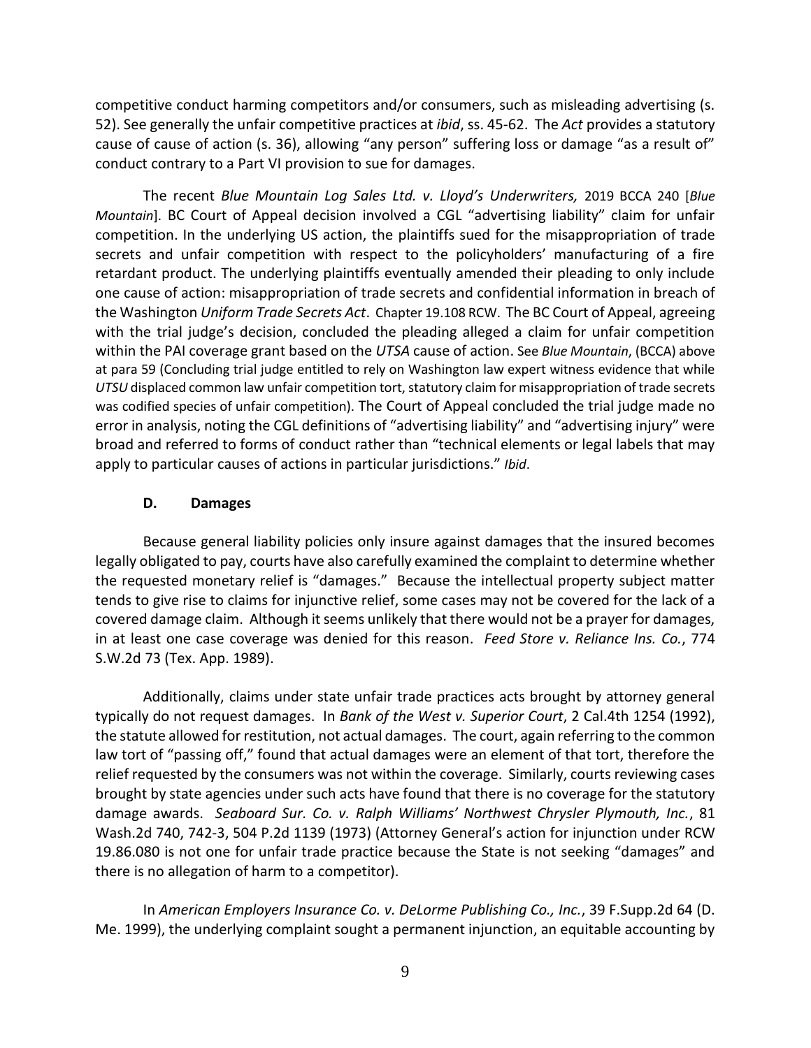competitive conduct harming competitors and/or consumers, such as misleading advertising (s. 52). See generally the unfair competitive practices at *ibid*, ss. 45-62. The *Act* provides a statutory cause of cause of action (s. 36), allowing "any person" suffering loss or damage "as a result of" conduct contrary to a Part VI provision to sue for damages.

The recent *Blue Mountain Log Sales Ltd. v. Lloyd's Underwriters,* 2019 BCCA 240 [*Blue Mountain*]. BC Court of Appeal decision involved a CGL "advertising liability" claim for unfair competition. In the underlying US action, the plaintiffs sued for the misappropriation of trade secrets and unfair competition with respect to the policyholders' manufacturing of a fire retardant product. The underlying plaintiffs eventually amended their pleading to only include one cause of action: misappropriation of trade secrets and confidential information in breach of the Washington *Uniform Trade Secrets Act*. Chapter 19.108 RCW. The BC Court of Appeal, agreeing with the trial judge's decision, concluded the pleading alleged a claim for unfair competition within the PAI coverage grant based on the *UTSA* cause of action. See *Blue Mountain*, (BCCA) above at para 59 (Concluding trial judge entitled to rely on Washington law expert witness evidence that while *UTSU* displaced common law unfair competition tort, statutory claim for misappropriation of trade secrets was codified species of unfair competition). The Court of Appeal concluded the trial judge made no error in analysis, noting the CGL definitions of "advertising liability" and "advertising injury" were broad and referred to forms of conduct rather than "technical elements or legal labels that may apply to particular causes of actions in particular jurisdictions." *Ibid*.

### D. Damages

Because general liability policies only insure against damages that the insured becomes legally obligated to pay, courts have also carefully examined the complaint to determine whether the requested monetary relief is "damages." Because the intellectual property subject matter tends to give rise to claims for injunctive relief, some cases may not be covered for the lack of a covered damage claim. Although it seems unlikely that there would not be a prayer for damages, in at least one case coverage was denied for this reason. *Feed Store v. Reliance Ins. Co.*, 774 S.W.2d 73 (Tex. App. 1989).

Additionally, claims under state unfair trade practices acts brought by attorney general typically do not request damages. In *Bank of the West v. Superior Court*, 2 Cal.4th 1254 (1992), the statute allowed for restitution, not actual damages. The court, again referring to the common law tort of "passing off," found that actual damages were an element of that tort, therefore the relief requested by the consumers was not within the coverage. Similarly, courts reviewing cases brought by state agencies under such acts have found that there is no coverage for the statutory damage awards. *Seaboard Sur. Co. v. Ralph Williams' Northwest Chrysler Plymouth, Inc.*, 81 Wash.2d 740, 742-3, 504 P.2d 1139 (1973) (Attorney General's action for injunction under RCW 19.86.080 is not one for unfair trade practice because the State is not seeking "damages" and there is no allegation of harm to a competitor).

In *American Employers Insurance Co. v. DeLorme Publishing Co., Inc.*, 39 F.Supp.2d 64 (D. Me. 1999), the underlying complaint sought a permanent injunction, an equitable accounting by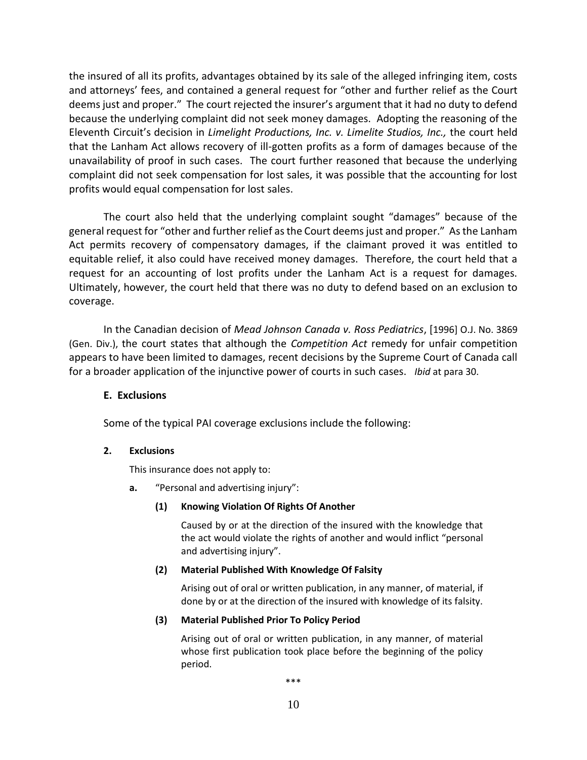the insured of all its profits, advantages obtained by its sale of the alleged infringing item, costs and attorneys' fees, and contained a general request for "other and further relief as the Court deems just and proper." The court rejected the insurer's argument that it had no duty to defend because the underlying complaint did not seek money damages. Adopting the reasoning of the Eleventh Circuit's decision in *Limelight Productions, Inc. v. Limelite Studios, Inc.,* the court held that the Lanham Act allows recovery of ill-gotten profits as a form of damages because of the unavailability of proof in such cases. The court further reasoned that because the underlying complaint did not seek compensation for lost sales, it was possible that the accounting for lost profits would equal compensation for lost sales.

The court also held that the underlying complaint sought "damages" because of the general request for "other and further relief as the Court deems just and proper." As the Lanham Act permits recovery of compensatory damages, if the claimant proved it was entitled to equitable relief, it also could have received money damages. Therefore, the court held that a request for an accounting of lost profits under the Lanham Act is a request for damages. Ultimately, however, the court held that there was no duty to defend based on an exclusion to coverage.

In the Canadian decision of *Mead Johnson Canada v. Ross Pediatrics*, [1996] O.J. No. 3869 (Gen. Div.), the court states that although the *Competition Act* remedy for unfair competition appears to have been limited to damages, recent decisions by the Supreme Court of Canada call for a broader application of the injunctive power of courts in such cases. *Ibid* at para 30.

**E. Exclusions**

Some of the typical PAI coverage exclusions include the following:

**2. Exclusions**

This insurance does not apply to:

**a.** "Personal and advertising injury":

**(1) Knowing Violation Of Rights Of Another**

Caused by or at the direction of the insured with the knowledge that the act would violate the rights of another and would inflict "personal and advertising injury".

**(2) Material Published With Knowledge Of Falsity**

Arising out of oral or written publication, in any manner, of material, if done by or at the direction of the insured with knowledge of its falsity.

**(3) Material Published Prior To Policy Period**

Arising out of oral or written publication, in any manner, of material whose first publication took place before the beginning of the policy period.

***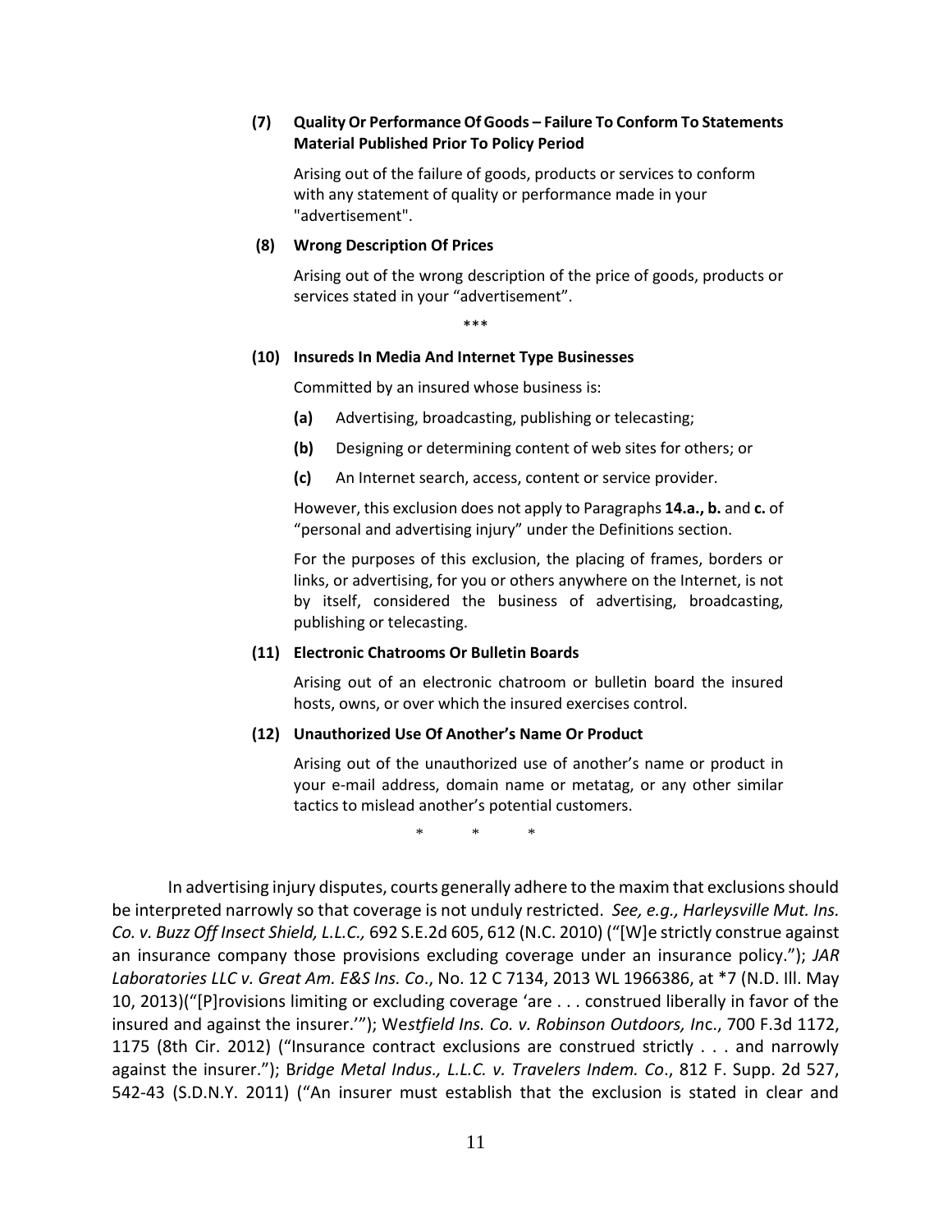**(7) Quality Or Performance Of Goods – Failure To Conform To Statements Material Published Prior To Policy Period**

Arising out of the failure of goods, products or services to conform with any statement of quality or performance made in your "advertisement".

**(8) Wrong Description Of Prices**

Arising out of the wrong description of the price of goods, products or services stated in your "advertisement".

\*\*\*

**(10) Insureds In Media And Internet Type Businesses**

Committed by an insured whose business is:

**(a)** Advertising, broadcasting, publishing or telecasting;

**(b)** Designing or determining content of web sites for others; or

**(c)** An Internet search, access, content or service provider.

However, this exclusion does not apply to Paragraphs **14.a., b.** and **c.** of "personal and advertising injury" under the Definitions section.

For the purposes of this exclusion, the placing of frames, borders or links, or advertising, for you or others anywhere on the Internet, is not by itself, considered the business of advertising, broadcasting, publishing or telecasting.

**(11) Electronic Chatrooms Or Bulletin Boards**

Arising out of an electronic chatroom or bulletin board the insured hosts, owns, or over which the insured exercises control.

**(12) Unauthorized Use Of Another's Name Or Product**

Arising out of the unauthorized use of another's name or product in your e-mail address, domain name or metatag, or any other similar tactics to mislead another's potential customers.

\* \* \*

In advertising injury disputes, courts generally adhere to the maxim that exclusions should be interpreted narrowly so that coverage is not unduly restricted. *See, e.g., Harleysville Mut. Ins. Co. v. Buzz Off Insect Shield, L.L.C.,* 692 S.E.2d 605, 612 (N.C. 2010) ("[W]e strictly construe against an insurance company those provisions excluding coverage under an insurance policy."); *JAR Laboratories LLC v. Great Am. E&S Ins. Co*., No. 12 C 7134, 2013 WL 1966386, at \*7 (N.D. Ill. May 10, 2013)("[P]rovisions limiting or excluding coverage 'are . . . construed liberally in favor of the insured and against the insurer.'"); *Westfield Ins. Co. v. Robinson Outdoors, Inc*., 700 F.3d 1172, 1175 (8th Cir. 2012) ("Insurance contract exclusions are construed strictly . . . and narrowly against the insurer."); *Bridge Metal Indus., L.L.C. v. Travelers Indem. Co*., 812 F. Supp. 2d 527, 542-43 (S.D.N.Y. 2011) ("An insurer must establish that the exclusion is stated in clear and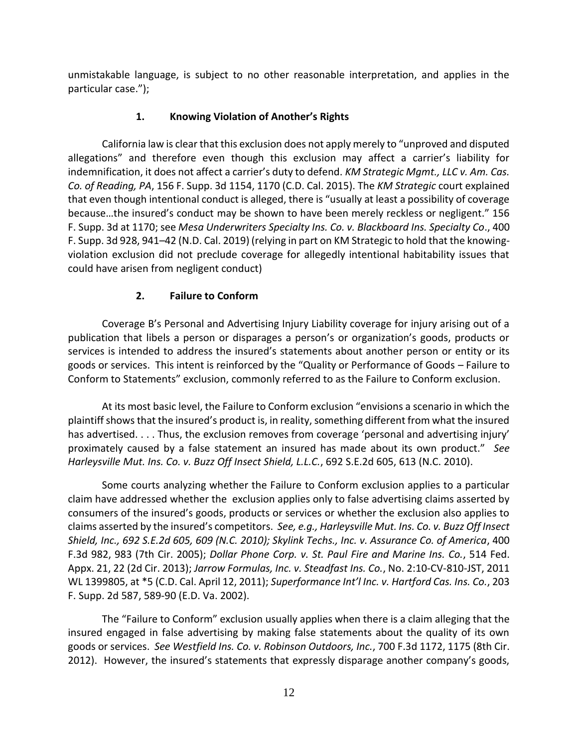unmistakable language, is subject to no other reasonable interpretation, and applies in the particular case.");

### 1. Knowing Violation of Another's Rights

California law is clear that this exclusion does not apply merely to "unproved and disputed allegations" and therefore even though this exclusion may affect a carrier's liability for indemnification, it does not affect a carrier's duty to defend. *KM Strategic Mgmt., LLC v. Am. Cas. Co. of Reading, PA*, 156 F. Supp. 3d 1154, 1170 (C.D. Cal. 2015). The *KM Strategic* court explained that even though intentional conduct is alleged, there is "usually at least a possibility of coverage because…the insured's conduct may be shown to have been merely reckless or negligent." 156 F. Supp. 3d at 1170; see *Mesa Underwriters Specialty Ins. Co. v. Blackboard Ins. Specialty Co*., 400 F. Supp. 3d 928, 941–42 (N.D. Cal. 2019) (relying in part on KM Strategic to hold that the knowing-violation exclusion did not preclude coverage for allegedly intentional habitability issues that could have arisen from negligent conduct)

### 2. Failure to Conform

Coverage B's Personal and Advertising Injury Liability coverage for injury arising out of a publication that libels a person or disparages a person's or organization's goods, products or services is intended to address the insured's statements about another person or entity or its goods or services. This intent is reinforced by the "Quality or Performance of Goods – Failure to Conform to Statements" exclusion, commonly referred to as the Failure to Conform exclusion.

At its most basic level, the Failure to Conform exclusion "envisions a scenario in which the plaintiff shows that the insured's product is, in reality, something different from what the insured has advertised. . . . Thus, the exclusion removes from coverage 'personal and advertising injury' proximately caused by a false statement an insured has made about its own product." *See Harleysville Mut. Ins. Co. v. Buzz Off Insect Shield, L.L.C.*, 692 S.E.2d 605, 613 (N.C. 2010).

Some courts analyzing whether the Failure to Conform exclusion applies to a particular claim have addressed whether the exclusion applies only to false advertising claims asserted by consumers of the insured's goods, products or services or whether the exclusion also applies to claims asserted by the insured's competitors. *See, e.g., Harleysville Mut. Ins. Co. v. Buzz Off Insect Shield, Inc., 692 S.E.2d 605, 609 (N.C. 2010); Skylink Techs., Inc. v. Assurance Co. of America*, 400 F.3d 982, 983 (7th Cir. 2005); *Dollar Phone Corp. v. St. Paul Fire and Marine Ins. Co.*, 514 Fed. Appx. 21, 22 (2d Cir. 2013); *Jarrow Formulas, Inc. v. Steadfast Ins. Co.*, No. 2:10-CV-810-JST, 2011 WL 1399805, at *5 (C.D. Cal. April 12, 2011); *Superformance Int'l Inc. v. Hartford Cas. Ins. Co.*, 203 F. Supp. 2d 587, 589-90 (E.D. Va. 2002).

The "Failure to Conform" exclusion usually applies when there is a claim alleging that the insured engaged in false advertising by making false statements about the quality of its own goods or services. *See Westfield Ins. Co. v. Robinson Outdoors, Inc.*, 700 F.3d 1172, 1175 (8th Cir. 2012). However, the insured's statements that expressly disparage another company's goods,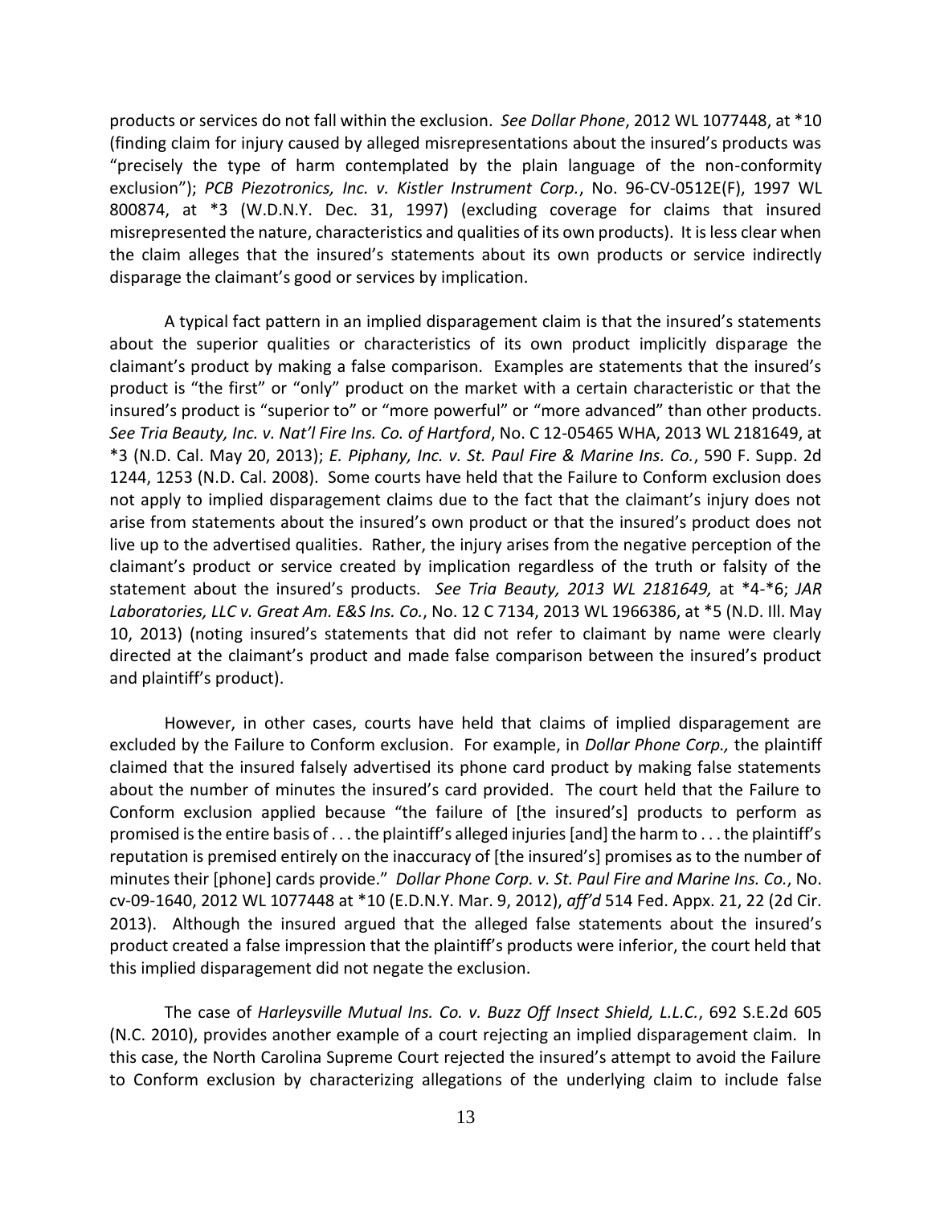products or services do not fall within the exclusion. *See Dollar Phone*, 2012 WL 1077448, at *10 (finding claim for injury caused by alleged misrepresentations about the insured's products was "precisely the type of harm contemplated by the plain language of the non-conformity exclusion"); *PCB Piezotronics, Inc. v. Kistler Instrument Corp.*, No. 96-CV-0512E(F), 1997 WL 800874, at *3 (W.D.N.Y. Dec. 31, 1997) (excluding coverage for claims that insured misrepresented the nature, characteristics and qualities of its own products). It is less clear when the claim alleges that the insured's statements about its own products or service indirectly disparage the claimant's good or services by implication.

A typical fact pattern in an implied disparagement claim is that the insured's statements about the superior qualities or characteristics of its own product implicitly disparage the claimant's product by making a false comparison. Examples are statements that the insured's product is "the first" or "only" product on the market with a certain characteristic or that the insured's product is "superior to" or "more powerful" or "more advanced" than other products. *See Tria Beauty, Inc. v. Nat'l Fire Ins. Co. of Hartford*, No. C 12-05465 WHA, 2013 WL 2181649, at *3 (N.D. Cal. May 20, 2013); *E. Piphany, Inc. v. St. Paul Fire & Marine Ins. Co.*, 590 F. Supp. 2d 1244, 1253 (N.D. Cal. 2008). Some courts have held that the Failure to Conform exclusion does not apply to implied disparagement claims due to the fact that the claimant's injury does not arise from statements about the insured's own product or that the insured's product does not live up to the advertised qualities. Rather, the injury arises from the negative perception of the claimant's product or service created by implication regardless of the truth or falsity of the statement about the insured's products. *See Tria Beauty, 2013 WL 2181649,* at *4-*6; *JAR Laboratories, LLC v. Great Am. E&S Ins. Co.*, No. 12 C 7134, 2013 WL 1966386, at *5 (N.D. Ill. May 10, 2013) (noting insured's statements that did not refer to claimant by name were clearly directed at the claimant's product and made false comparison between the insured's product and plaintiff's product).

However, in other cases, courts have held that claims of implied disparagement are excluded by the Failure to Conform exclusion. For example, in *Dollar Phone Corp.,* the plaintiff claimed that the insured falsely advertised its phone card product by making false statements about the number of minutes the insured's card provided. The court held that the Failure to Conform exclusion applied because "the failure of [the insured's] products to perform as promised is the entire basis of . . . the plaintiff's alleged injuries [and] the harm to . . . the plaintiff's reputation is premised entirely on the inaccuracy of [the insured's] promises as to the number of minutes their [phone] cards provide." *Dollar Phone Corp. v. St. Paul Fire and Marine Ins. Co.*, No. cv-09-1640, 2012 WL 1077448 at *10 (E.D.N.Y. Mar. 9, 2012), *aff'd* 514 Fed. Appx. 21, 22 (2d Cir. 2013). Although the insured argued that the alleged false statements about the insured's product created a false impression that the plaintiff's products were inferior, the court held that this implied disparagement did not negate the exclusion.

The case of *Harleysville Mutual Ins. Co. v. Buzz Off Insect Shield, L.L.C.*, 692 S.E.2d 605 (N.C. 2010), provides another example of a court rejecting an implied disparagement claim. In this case, the North Carolina Supreme Court rejected the insured's attempt to avoid the Failure to Conform exclusion by characterizing allegations of the underlying claim to include false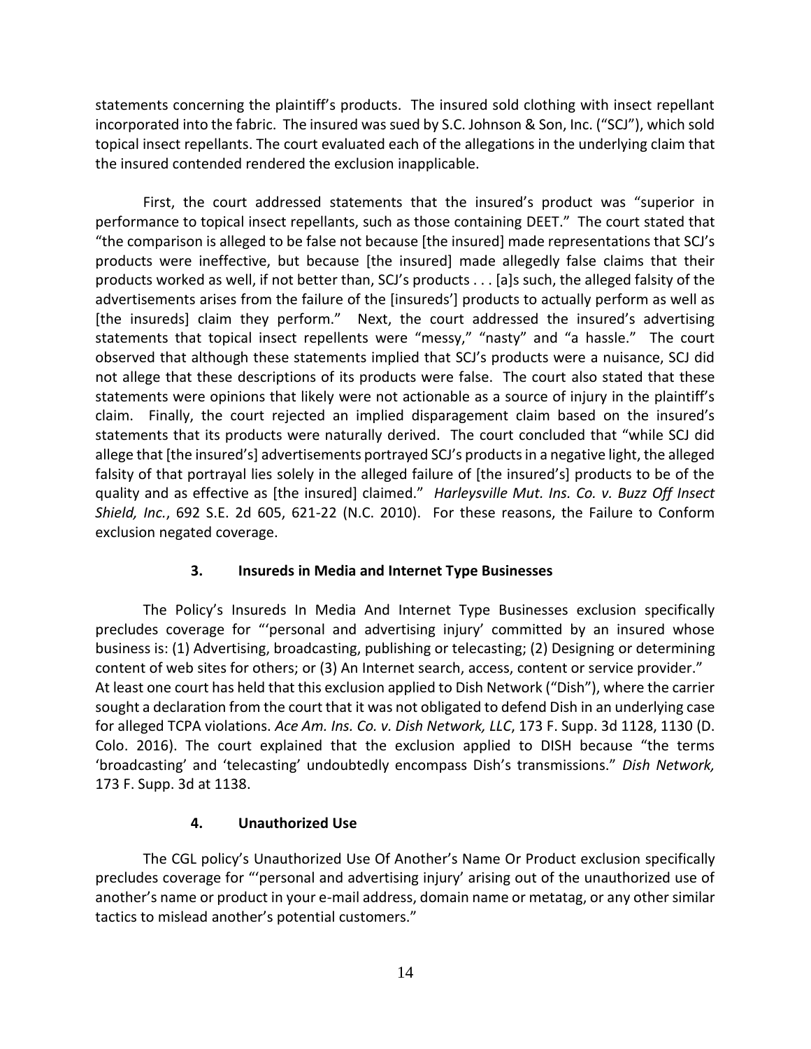statements concerning the plaintiff's products. The insured sold clothing with insect repellant incorporated into the fabric. The insured was sued by S.C. Johnson & Son, Inc. ("SCJ"), which sold topical insect repellants. The court evaluated each of the allegations in the underlying claim that the insured contended rendered the exclusion inapplicable.

First, the court addressed statements that the insured's product was "superior in performance to topical insect repellants, such as those containing DEET." The court stated that "the comparison is alleged to be false not because [the insured] made representations that SCJ's products were ineffective, but because [the insured] made allegedly false claims that their products worked as well, if not better than, SCJ's products . . . [a]s such, the alleged falsity of the advertisements arises from the failure of the [insureds'] products to actually perform as well as [the insureds] claim they perform." Next, the court addressed the insured's advertising statements that topical insect repellents were "messy," "nasty" and "a hassle." The court observed that although these statements implied that SCJ's products were a nuisance, SCJ did not allege that these descriptions of its products were false. The court also stated that these statements were opinions that likely were not actionable as a source of injury in the plaintiff's claim. Finally, the court rejected an implied disparagement claim based on the insured's statements that its products were naturally derived. The court concluded that "while SCJ did allege that [the insured's] advertisements portrayed SCJ's products in a negative light, the alleged falsity of that portrayal lies solely in the alleged failure of [the insured's] products to be of the quality and as effective as [the insured] claimed." *Harleysville Mut. Ins. Co. v. Buzz Off Insect Shield, Inc.*, 692 S.E. 2d 605, 621-22 (N.C. 2010). For these reasons, the Failure to Conform exclusion negated coverage.

### 3. Insureds in Media and Internet Type Businesses

The Policy's Insureds In Media And Internet Type Businesses exclusion specifically precludes coverage for "'personal and advertising injury' committed by an insured whose business is: (1) Advertising, broadcasting, publishing or telecasting; (2) Designing or determining content of web sites for others; or (3) An Internet search, access, content or service provider." At least one court has held that this exclusion applied to Dish Network ("Dish"), where the carrier sought a declaration from the court that it was not obligated to defend Dish in an underlying case for alleged TCPA violations. *Ace Am. Ins. Co. v. Dish Network, LLC*, 173 F. Supp. 3d 1128, 1130 (D. Colo. 2016). The court explained that the exclusion applied to DISH because "the terms 'broadcasting' and 'telecasting' undoubtedly encompass Dish's transmissions." *Dish Network,* 173 F. Supp. 3d at 1138.

### 4. Unauthorized Use

The CGL policy's Unauthorized Use Of Another's Name Or Product exclusion specifically precludes coverage for "'personal and advertising injury' arising out of the unauthorized use of another's name or product in your e-mail address, domain name or metatag, or any other similar tactics to mislead another's potential customers."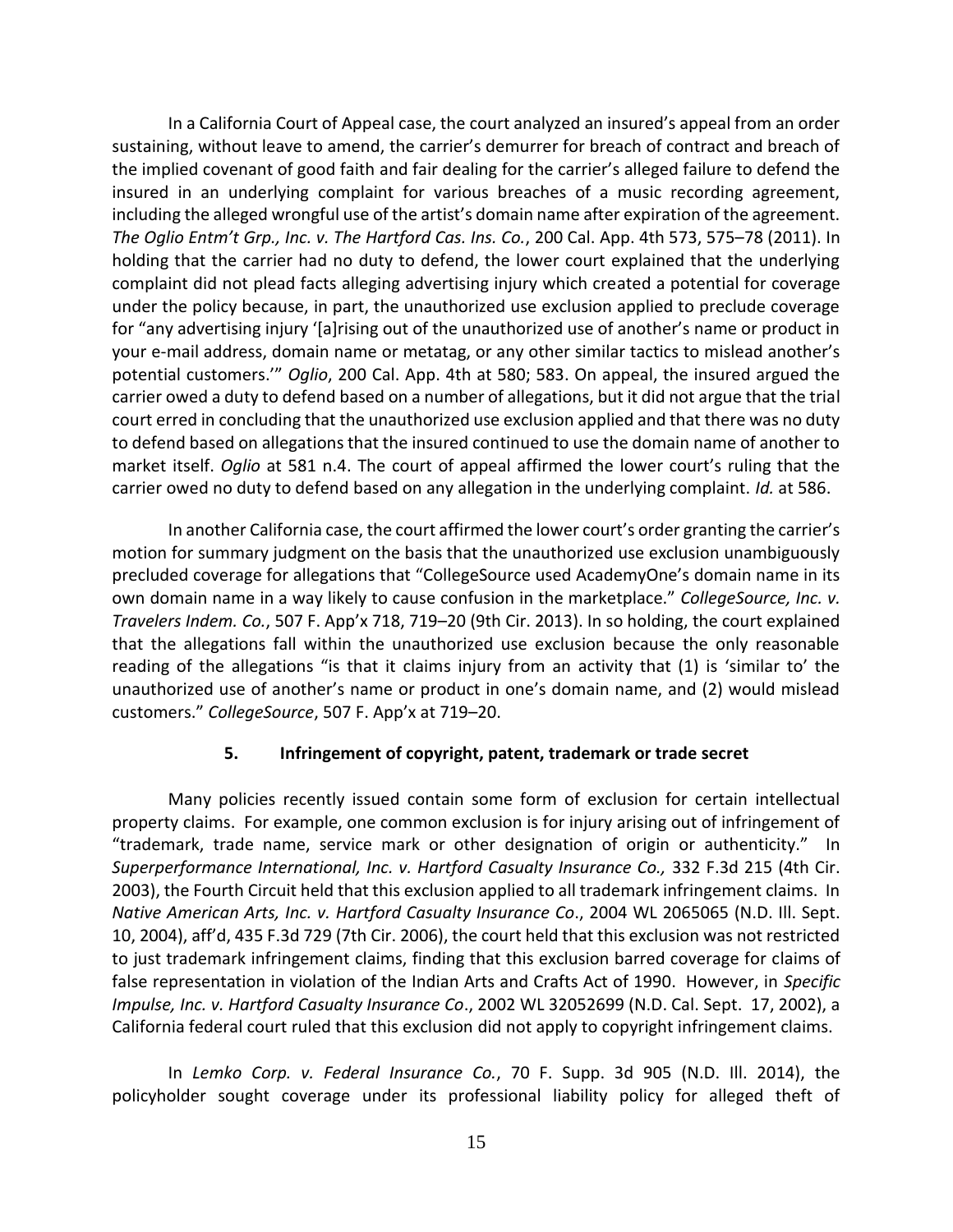In a California Court of Appeal case, the court analyzed an insured's appeal from an order sustaining, without leave to amend, the carrier's demurrer for breach of contract and breach of the implied covenant of good faith and fair dealing for the carrier's alleged failure to defend the insured in an underlying complaint for various breaches of a music recording agreement, including the alleged wrongful use of the artist's domain name after expiration of the agreement. *The Oglio Entm't Grp., Inc. v. The Hartford Cas. Ins. Co.*, 200 Cal. App. 4th 573, 575–78 (2011). In holding that the carrier had no duty to defend, the lower court explained that the underlying complaint did not plead facts alleging advertising injury which created a potential for coverage under the policy because, in part, the unauthorized use exclusion applied to preclude coverage for "any advertising injury '[a]rising out of the unauthorized use of another's name or product in your e-mail address, domain name or metatag, or any other similar tactics to mislead another's potential customers.'" *Oglio*, 200 Cal. App. 4th at 580; 583. On appeal, the insured argued the carrier owed a duty to defend based on a number of allegations, but it did not argue that the trial court erred in concluding that the unauthorized use exclusion applied and that there was no duty to defend based on allegations that the insured continued to use the domain name of another to market itself. *Oglio* at 581 n.4. The court of appeal affirmed the lower court's ruling that the carrier owed no duty to defend based on any allegation in the underlying complaint. *Id.* at 586.

In another California case, the court affirmed the lower court's order granting the carrier's motion for summary judgment on the basis that the unauthorized use exclusion unambiguously precluded coverage for allegations that "CollegeSource used AcademyOne's domain name in its own domain name in a way likely to cause confusion in the marketplace." *CollegeSource, Inc. v. Travelers Indem. Co.*, 507 F. App'x 718, 719–20 (9th Cir. 2013). In so holding, the court explained that the allegations fall within the unauthorized use exclusion because the only reasonable reading of the allegations "is that it claims injury from an activity that (1) is 'similar to' the unauthorized use of another's name or product in one's domain name, and (2) would mislead customers." *CollegeSource*, 507 F. App'x at 719–20.

### 5. Infringement of copyright, patent, trademark or trade secret

Many policies recently issued contain some form of exclusion for certain intellectual property claims. For example, one common exclusion is for injury arising out of infringement of "trademark, trade name, service mark or other designation of origin or authenticity." In *Superperformance International, Inc. v. Hartford Casualty Insurance Co.,* 332 F.3d 215 (4th Cir. 2003), the Fourth Circuit held that this exclusion applied to all trademark infringement claims. In *Native American Arts, Inc. v. Hartford Casualty Insurance Co*., 2004 WL 2065065 (N.D. Ill. Sept. 10, 2004), aff'd, 435 F.3d 729 (7th Cir. 2006), the court held that this exclusion was not restricted to just trademark infringement claims, finding that this exclusion barred coverage for claims of false representation in violation of the Indian Arts and Crafts Act of 1990. However, in *Specific Impulse, Inc. v. Hartford Casualty Insurance Co*., 2002 WL 32052699 (N.D. Cal. Sept. 17, 2002), a California federal court ruled that this exclusion did not apply to copyright infringement claims.

In *Lemko Corp. v. Federal Insurance Co.*, 70 F. Supp. 3d 905 (N.D. Ill. 2014), the policyholder sought coverage under its professional liability policy for alleged theft of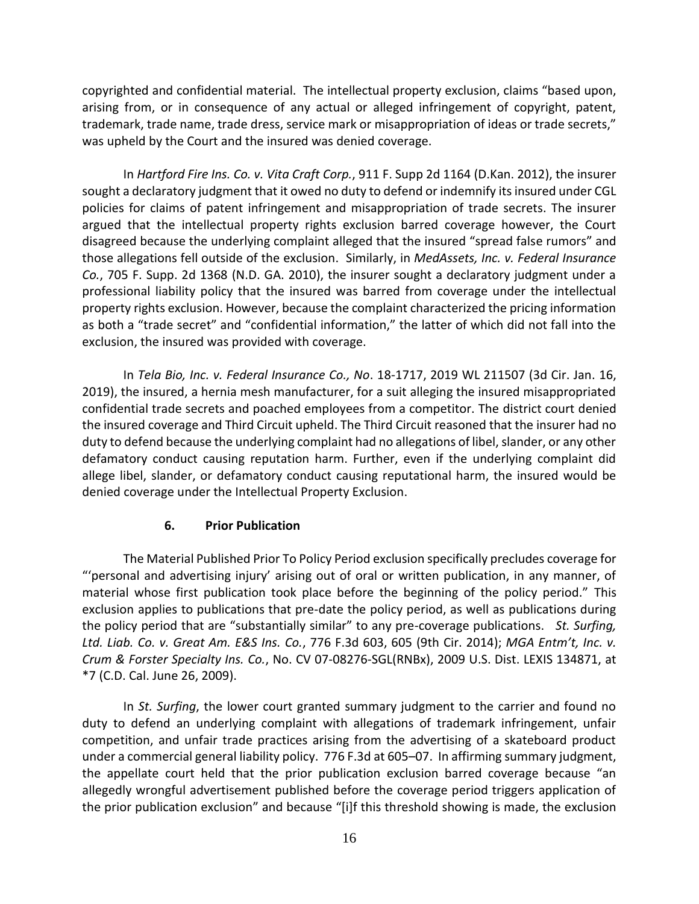copyrighted and confidential material. The intellectual property exclusion, claims "based upon, arising from, or in consequence of any actual or alleged infringement of copyright, patent, trademark, trade name, trade dress, service mark or misappropriation of ideas or trade secrets," was upheld by the Court and the insured was denied coverage.

In *Hartford Fire Ins. Co. v. Vita Craft Corp.*, 911 F. Supp 2d 1164 (D.Kan. 2012), the insurer sought a declaratory judgment that it owed no duty to defend or indemnify its insured under CGL policies for claims of patent infringement and misappropriation of trade secrets. The insurer argued that the intellectual property rights exclusion barred coverage however, the Court disagreed because the underlying complaint alleged that the insured "spread false rumors" and those allegations fell outside of the exclusion. Similarly, in *MedAssets, Inc. v. Federal Insurance Co.*, 705 F. Supp. 2d 1368 (N.D. GA. 2010), the insurer sought a declaratory judgment under a professional liability policy that the insured was barred from coverage under the intellectual property rights exclusion. However, because the complaint characterized the pricing information as both a "trade secret" and "confidential information," the latter of which did not fall into the exclusion, the insured was provided with coverage.

In *Tela Bio, Inc. v. Federal Insurance Co., No*. 18-1717, 2019 WL 211507 (3d Cir. Jan. 16, 2019), the insured, a hernia mesh manufacturer, for a suit alleging the insured misappropriated confidential trade secrets and poached employees from a competitor. The district court denied the insured coverage and Third Circuit upheld. The Third Circuit reasoned that the insurer had no duty to defend because the underlying complaint had no allegations of libel, slander, or any other defamatory conduct causing reputation harm. Further, even if the underlying complaint did allege libel, slander, or defamatory conduct causing reputational harm, the insured would be denied coverage under the Intellectual Property Exclusion.

#### 6. Prior Publication

The Material Published Prior To Policy Period exclusion specifically precludes coverage for "'personal and advertising injury' arising out of oral or written publication, in any manner, of material whose first publication took place before the beginning of the policy period." This exclusion applies to publications that pre-date the policy period, as well as publications during the policy period that are "substantially similar" to any pre-coverage publications. *St. Surfing, Ltd. Liab. Co. v. Great Am. E&S Ins. Co.*, 776 F.3d 603, 605 (9th Cir. 2014); *MGA Entm't, Inc. v. Crum & Forster Specialty Ins. Co.*, No. CV 07-08276-SGL(RNBx), 2009 U.S. Dist. LEXIS 134871, at *7 (C.D. Cal. June 26, 2009).

In *St. Surfing*, the lower court granted summary judgment to the carrier and found no duty to defend an underlying complaint with allegations of trademark infringement, unfair competition, and unfair trade practices arising from the advertising of a skateboard product under a commercial general liability policy. 776 F.3d at 605–07. In affirming summary judgment, the appellate court held that the prior publication exclusion barred coverage because "an allegedly wrongful advertisement published before the coverage period triggers application of the prior publication exclusion" and because "[i]f this threshold showing is made, the exclusion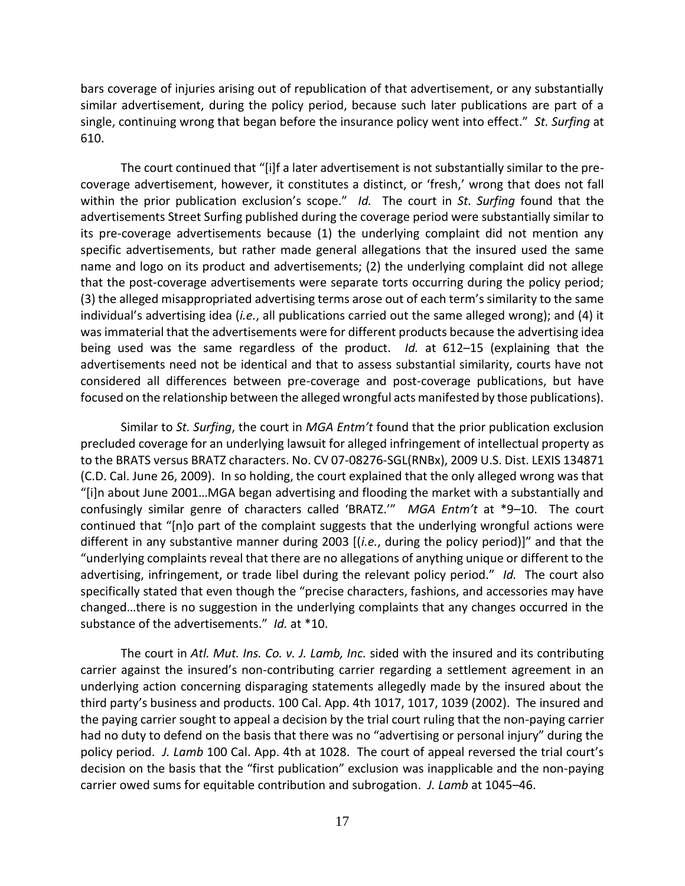bars coverage of injuries arising out of republication of that advertisement, or any substantially similar advertisement, during the policy period, because such later publications are part of a single, continuing wrong that began before the insurance policy went into effect." *St. Surfing* at 610.

The court continued that "[i]f a later advertisement is not substantially similar to the pre-coverage advertisement, however, it constitutes a distinct, or 'fresh,' wrong that does not fall within the prior publication exclusion's scope." *Id.* The court in *St. Surfing* found that the advertisements Street Surfing published during the coverage period were substantially similar to its pre-coverage advertisements because (1) the underlying complaint did not mention any specific advertisements, but rather made general allegations that the insured used the same name and logo on its product and advertisements; (2) the underlying complaint did not allege that the post-coverage advertisements were separate torts occurring during the policy period; (3) the alleged misappropriated advertising terms arose out of each term's similarity to the same individual's advertising idea (*i.e.*, all publications carried out the same alleged wrong); and (4) it was immaterial that the advertisements were for different products because the advertising idea being used was the same regardless of the product. *Id.* at 612–15 (explaining that the advertisements need not be identical and that to assess substantial similarity, courts have not considered all differences between pre-coverage and post-coverage publications, but have focused on the relationship between the alleged wrongful acts manifested by those publications).

Similar to *St. Surfing*, the court in *MGA Entm't* found that the prior publication exclusion precluded coverage for an underlying lawsuit for alleged infringement of intellectual property as to the BRATS versus BRATZ characters. No. CV 07-08276-SGL(RNBx), 2009 U.S. Dist. LEXIS 134871 (C.D. Cal. June 26, 2009). In so holding, the court explained that the only alleged wrong was that "[i]n about June 2001…MGA began advertising and flooding the market with a substantially and confusingly similar genre of characters called 'BRATZ.'" *MGA Entm't* at *9–10. The court continued that "[n]o part of the complaint suggests that the underlying wrongful actions were different in any substantive manner during 2003 [(*i.e.*, during the policy period)]" and that the "underlying complaints reveal that there are no allegations of anything unique or different to the advertising, infringement, or trade libel during the relevant policy period." *Id.* The court also specifically stated that even though the "precise characters, fashions, and accessories may have changed…there is no suggestion in the underlying complaints that any changes occurred in the substance of the advertisements." *Id.* at *10.

The court in *Atl. Mut. Ins. Co. v. J. Lamb, Inc.* sided with the insured and its contributing carrier against the insured's non-contributing carrier regarding a settlement agreement in an underlying action concerning disparaging statements allegedly made by the insured about the third party's business and products. 100 Cal. App. 4th 1017, 1017, 1039 (2002). The insured and the paying carrier sought to appeal a decision by the trial court ruling that the non-paying carrier had no duty to defend on the basis that there was no "advertising or personal injury" during the policy period. *J. Lamb* 100 Cal. App. 4th at 1028. The court of appeal reversed the trial court's decision on the basis that the "first publication" exclusion was inapplicable and the non-paying carrier owed sums for equitable contribution and subrogation. *J. Lamb* at 1045–46.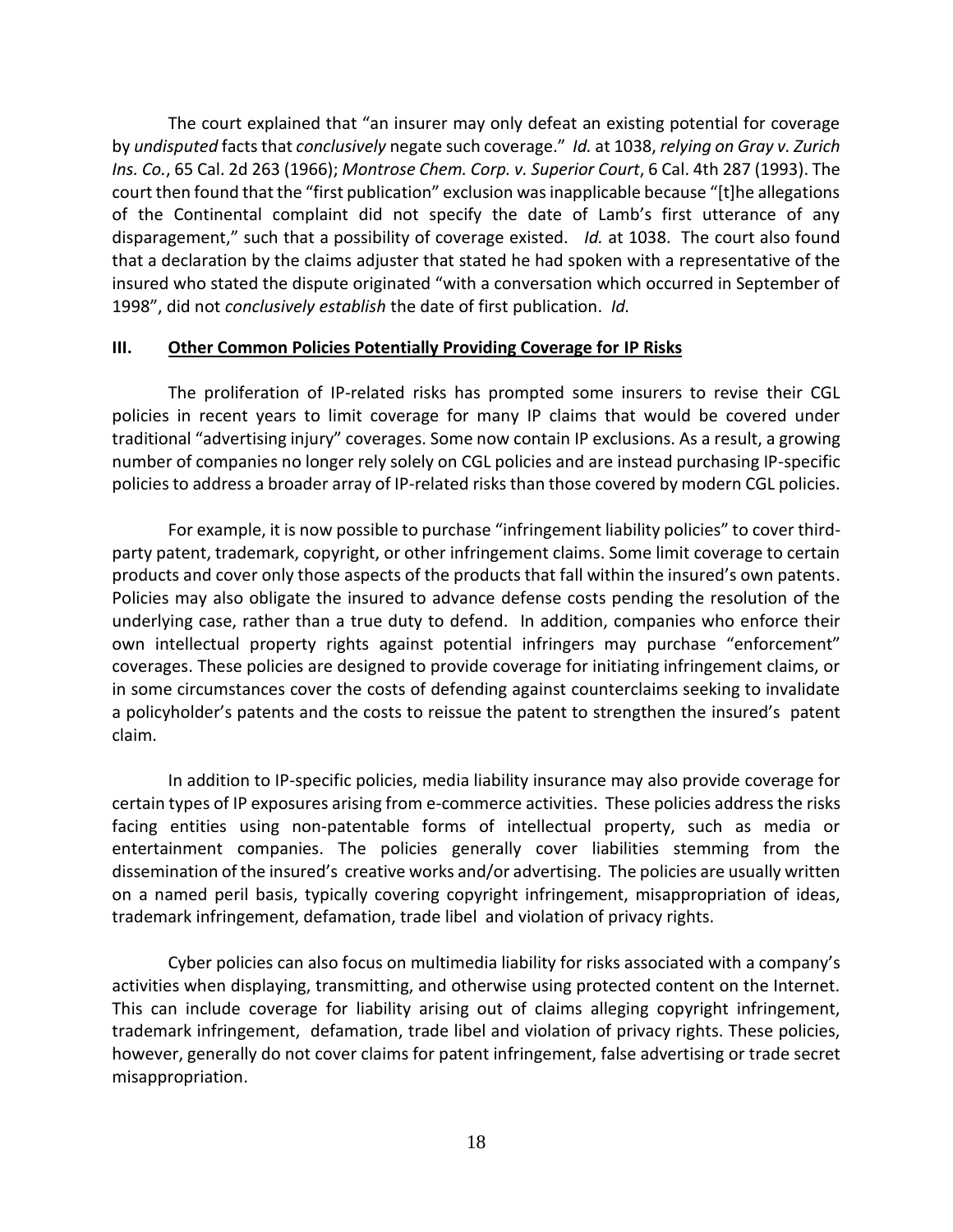The court explained that "an insurer may only defeat an existing potential for coverage by *undisputed* facts that *conclusively* negate such coverage." *Id.* at 1038, *relying on Gray v. Zurich Ins. Co.*, 65 Cal. 2d 263 (1966); *Montrose Chem. Corp. v. Superior Court*, 6 Cal. 4th 287 (1993). The court then found that the "first publication" exclusion was inapplicable because "[t]he allegations of the Continental complaint did not specify the date of Lamb's first utterance of any disparagement," such that a possibility of coverage existed. *Id.* at 1038. The court also found that a declaration by the claims adjuster that stated he had spoken with a representative of the insured who stated the dispute originated "with a conversation which occurred in September of 1998", did not *conclusively establish* the date of first publication. *Id.*

## III. Other Common Policies Potentially Providing Coverage for IP Risks

The proliferation of IP-related risks has prompted some insurers to revise their CGL policies in recent years to limit coverage for many IP claims that would be covered under traditional "advertising injury" coverages. Some now contain IP exclusions. As a result, a growing number of companies no longer rely solely on CGL policies and are instead purchasing IP-specific policies to address a broader array of IP-related risks than those covered by modern CGL policies.

For example, it is now possible to purchase "infringement liability policies" to cover third-party patent, trademark, copyright, or other infringement claims. Some limit coverage to certain products and cover only those aspects of the products that fall within the insured's own patents. Policies may also obligate the insured to advance defense costs pending the resolution of the underlying case, rather than a true duty to defend. In addition, companies who enforce their own intellectual property rights against potential infringers may purchase "enforcement" coverages. These policies are designed to provide coverage for initiating infringement claims, or in some circumstances cover the costs of defending against counterclaims seeking to invalidate a policyholder's patents and the costs to reissue the patent to strengthen the insured's patent claim.

In addition to IP-specific policies, media liability insurance may also provide coverage for certain types of IP exposures arising from e-commerce activities. These policies address the risks facing entities using non-patentable forms of intellectual property, such as media or entertainment companies. The policies generally cover liabilities stemming from the dissemination of the insured's creative works and/or advertising. The policies are usually written on a named peril basis, typically covering copyright infringement, misappropriation of ideas, trademark infringement, defamation, trade libel and violation of privacy rights.

Cyber policies can also focus on multimedia liability for risks associated with a company's activities when displaying, transmitting, and otherwise using protected content on the Internet. This can include coverage for liability arising out of claims alleging copyright infringement, trademark infringement, defamation, trade libel and violation of privacy rights. These policies, however, generally do not cover claims for patent infringement, false advertising or trade secret misappropriation.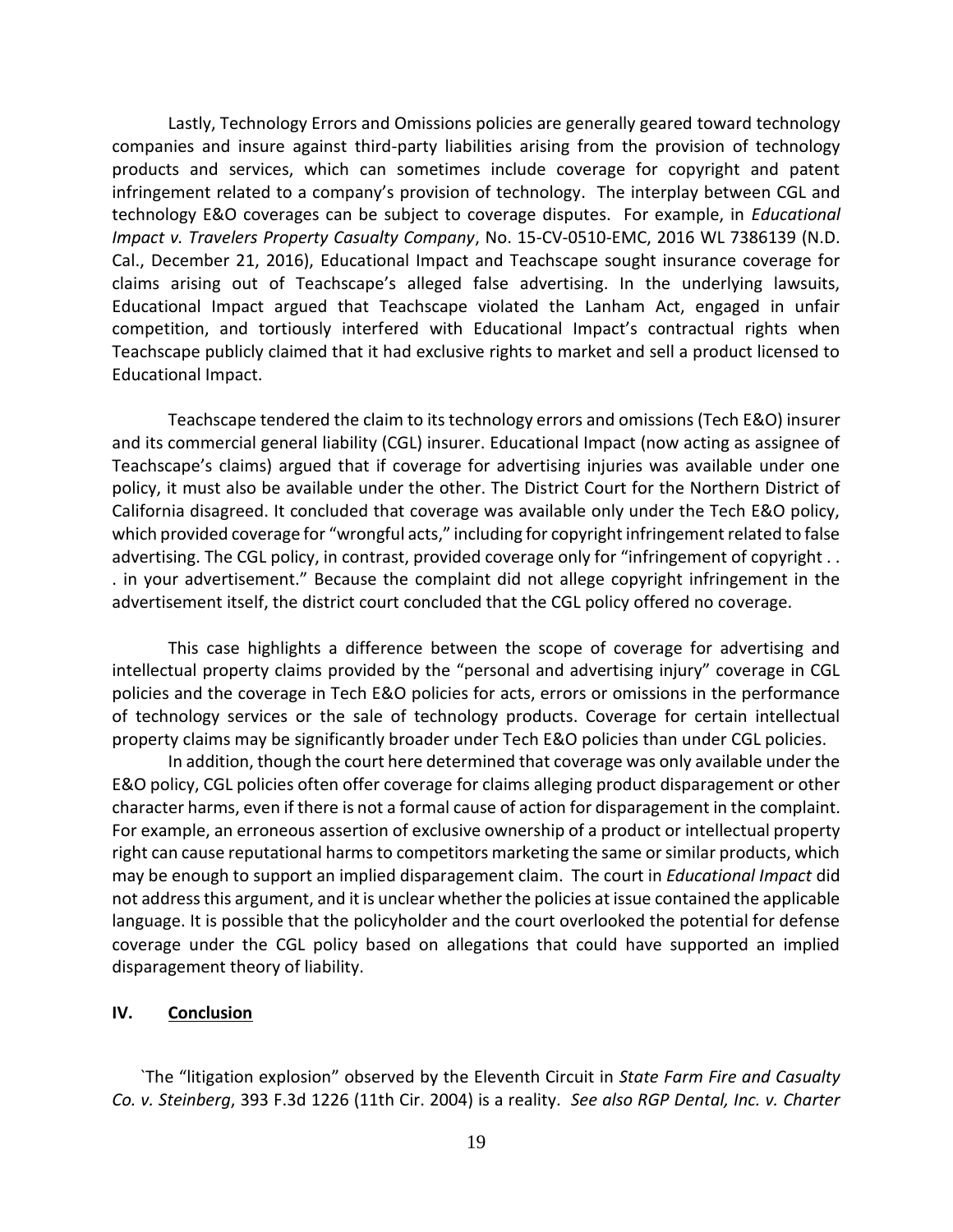Lastly, Technology Errors and Omissions policies are generally geared toward technology companies and insure against third-party liabilities arising from the provision of technology products and services, which can sometimes include coverage for copyright and patent infringement related to a company's provision of technology. The interplay between CGL and technology E&O coverages can be subject to coverage disputes. For example, in *Educational Impact v. Travelers Property Casualty Company*, No. 15-CV-0510-EMC, 2016 WL 7386139 (N.D. Cal., December 21, 2016), Educational Impact and Teachscape sought insurance coverage for claims arising out of Teachscape's alleged false advertising. In the underlying lawsuits, Educational Impact argued that Teachscape violated the Lanham Act, engaged in unfair competition, and tortiously interfered with Educational Impact's contractual rights when Teachscape publicly claimed that it had exclusive rights to market and sell a product licensed to Educational Impact.

Teachscape tendered the claim to its technology errors and omissions (Tech E&O) insurer and its commercial general liability (CGL) insurer. Educational Impact (now acting as assignee of Teachscape's claims) argued that if coverage for advertising injuries was available under one policy, it must also be available under the other. The District Court for the Northern District of California disagreed. It concluded that coverage was available only under the Tech E&O policy, which provided coverage for "wrongful acts," including for copyright infringement related to false advertising. The CGL policy, in contrast, provided coverage only for "infringement of copyright . . . in your advertisement." Because the complaint did not allege copyright infringement in the advertisement itself, the district court concluded that the CGL policy offered no coverage.

This case highlights a difference between the scope of coverage for advertising and intellectual property claims provided by the "personal and advertising injury" coverage in CGL policies and the coverage in Tech E&O policies for acts, errors or omissions in the performance of technology services or the sale of technology products. Coverage for certain intellectual property claims may be significantly broader under Tech E&O policies than under CGL policies.

In addition, though the court here determined that coverage was only available under the E&O policy, CGL policies often offer coverage for claims alleging product disparagement or other character harms, even if there is not a formal cause of action for disparagement in the complaint. For example, an erroneous assertion of exclusive ownership of a product or intellectual property right can cause reputational harms to competitors marketing the same or similar products, which may be enough to support an implied disparagement claim. The court in *Educational Impact* did not address this argument, and it is unclear whether the policies at issue contained the applicable language. It is possible that the policyholder and the court overlooked the potential for defense coverage under the CGL policy based on allegations that could have supported an implied disparagement theory of liability.

## IV. Conclusion

`The "litigation explosion" observed by the Eleventh Circuit in *State Farm Fire and Casualty Co. v. Steinberg*, 393 F.3d 1226 (11th Cir. 2004) is a reality. *See also RGP Dental, Inc. v. Charter*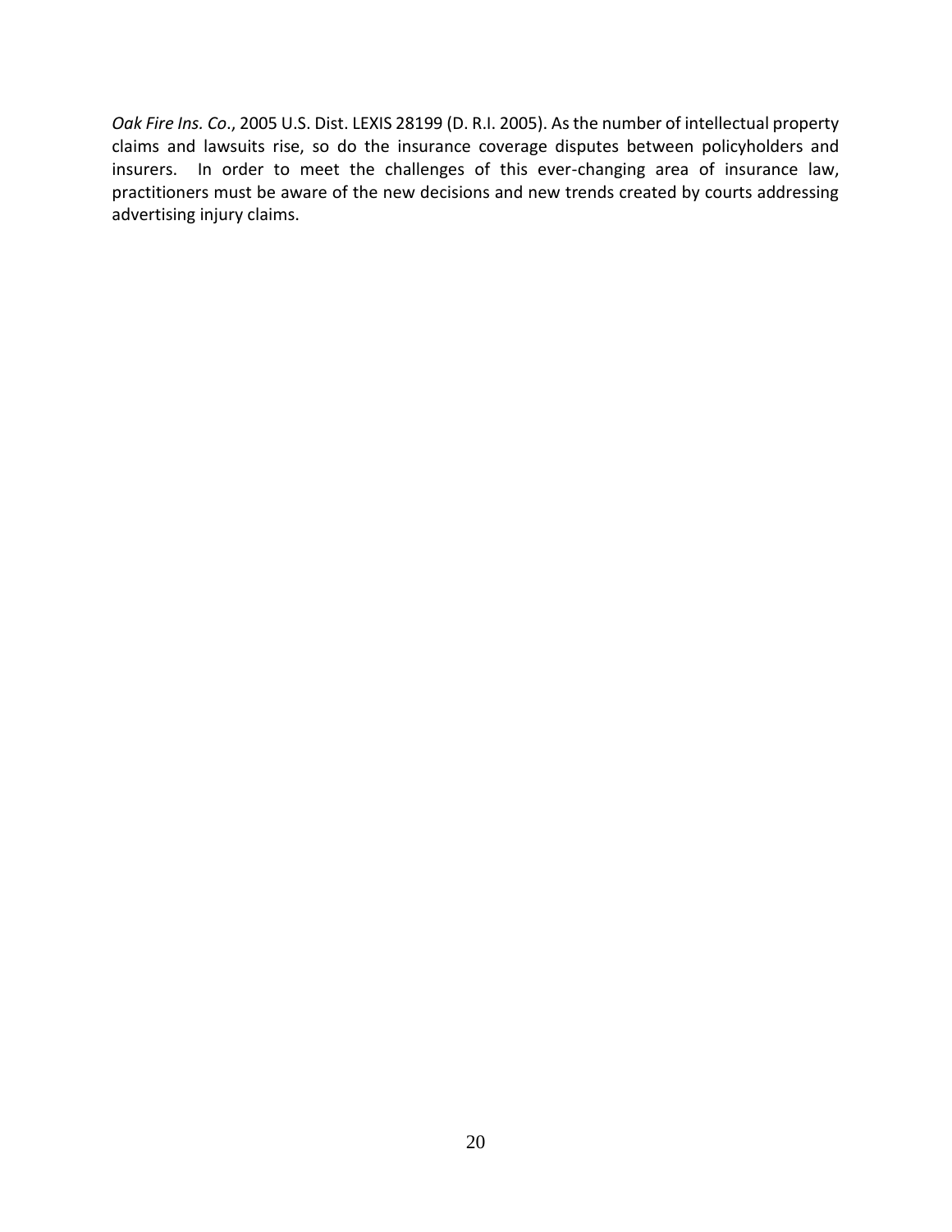*Oak Fire Ins. Co*., 2005 U.S. Dist. LEXIS 28199 (D. R.I. 2005). As the number of intellectual property claims and lawsuits rise, so do the insurance coverage disputes between policyholders and insurers. In order to meet the challenges of this ever-changing area of insurance law, practitioners must be aware of the new decisions and new trends created by courts addressing advertising injury claims.